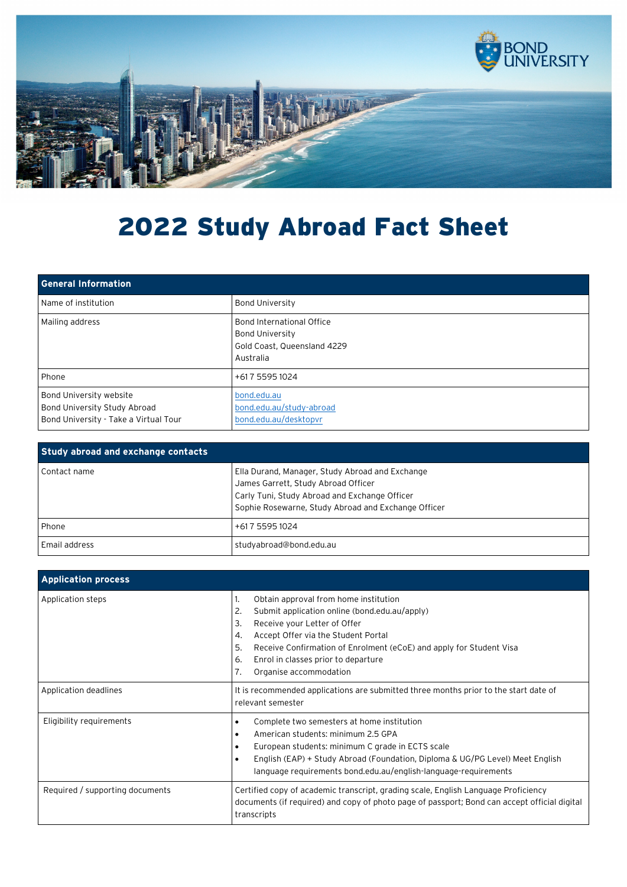# 2022 Study Abroad Fact Sheet

| General Information | |
|---|---|
| Name of institution | Bond University |
| Mailing address | Bond International Office<br>Bond University<br>Gold Coast, Queensland 4229<br>Australia |
| Phone | +61 7 5595 1024 |
| Bond University website<br>Bond University Study Abroad<br>Bond University - Take a Virtual Tour | bond.edu.au<br>bond.edu.au/study-abroad<br>bond.edu.au/desktopvr |

| Study abroad and exchange contacts | |
|---|---|
| Contact name | Ella Durand, Manager, Study Abroad and Exchange<br>James Garrett, Study Abroad Officer<br>Carly Tuni, Study Abroad and Exchange Officer<br>Sophie Rosewarne, Study Abroad and Exchange Officer |
| Phone | +61 7 5595 1024 |
| Email address | studyabroad@bond.edu.au |

| Application process | |
|---|---|
| Application steps | 1. Obtain approval from home institution<br>2. Submit application online (bond.edu.au/apply)<br>3. Receive your Letter of Offer<br>4. Accept Offer via the Student Portal<br>5. Receive Confirmation of Enrolment (eCoE) and apply for Student Visa<br>6. Enrol in classes prior to departure<br>7. Organise accommodation |
| Application deadlines | It is recommended applications are submitted three months prior to the start date of relevant semester |
| Eligibility requirements | • Complete two semesters at home institution<br>• American students: minimum 2.5 GPA<br>• European students: minimum C grade in ECTS scale<br>• English (EAP) + Study Abroad (Foundation, Diploma & UG/PG Level) Meet English language requirements bond.edu.au/english-language-requirements |
| Required / supporting documents | Certified copy of academic transcript, grading scale, English Language Proficiency documents (if required) and copy of photo page of passport; Bond can accept official digital transcripts |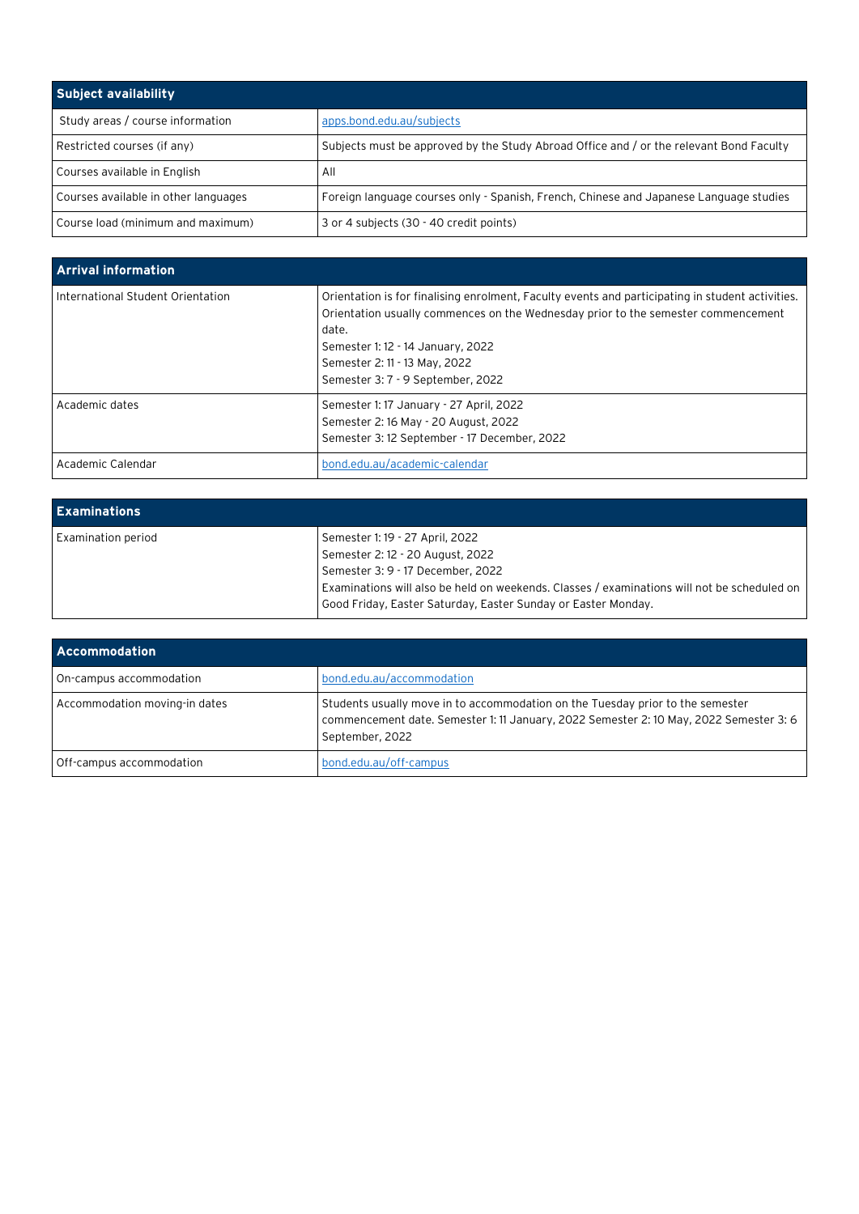| Subject availability | |
|---|---|
| Study areas / course information | [apps.bond.edu.au/subjects](apps.bond.edu.au/subjects) |
| Restricted courses (if any) | Subjects must be approved by the Study Abroad Office and / or the relevant Bond Faculty |
| Courses available in English | All |
| Courses available in other languages | Foreign language courses only - Spanish, French, Chinese and Japanese Language studies |
| Course load (minimum and maximum) | 3 or 4 subjects (30 - 40 credit points) |

| Arrival information | |
|---|---|
| International Student Orientation | Orientation is for finalising enrolment, Faculty events and participating in student activities. Orientation usually commences on the Wednesday prior to the semester commencement date.<br>Semester 1: 12 - 14 January, 2022<br>Semester 2: 11 - 13 May, 2022<br>Semester 3: 7 - 9 September, 2022 |
| Academic dates | Semester 1: 17 January - 27 April, 2022<br>Semester 2: 16 May - 20 August, 2022<br>Semester 3: 12 September - 17 December, 2022 |
| Academic Calendar | [bond.edu.au/academic-calendar](bond.edu.au/academic-calendar) |

| Examinations | |
|---|---|
| Examination period | Semester 1: 19 - 27 April, 2022<br>Semester 2: 12 - 20 August, 2022<br>Semester 3: 9 - 17 December, 2022<br>Examinations will also be held on weekends. Classes / examinations will not be scheduled on Good Friday, Easter Saturday, Easter Sunday or Easter Monday. |

| Accommodation | |
|---|---|
| On-campus accommodation | [bond.edu.au/accommodation](bond.edu.au/accommodation) |
| Accommodation moving-in dates | Students usually move in to accommodation on the Tuesday prior to the semester commencement date. Semester 1: 11 January, 2022 Semester 2: 10 May, 2022 Semester 3: 6 September, 2022 |
| Off-campus accommodation | [bond.edu.au/off-campus](bond.edu.au/off-campus) |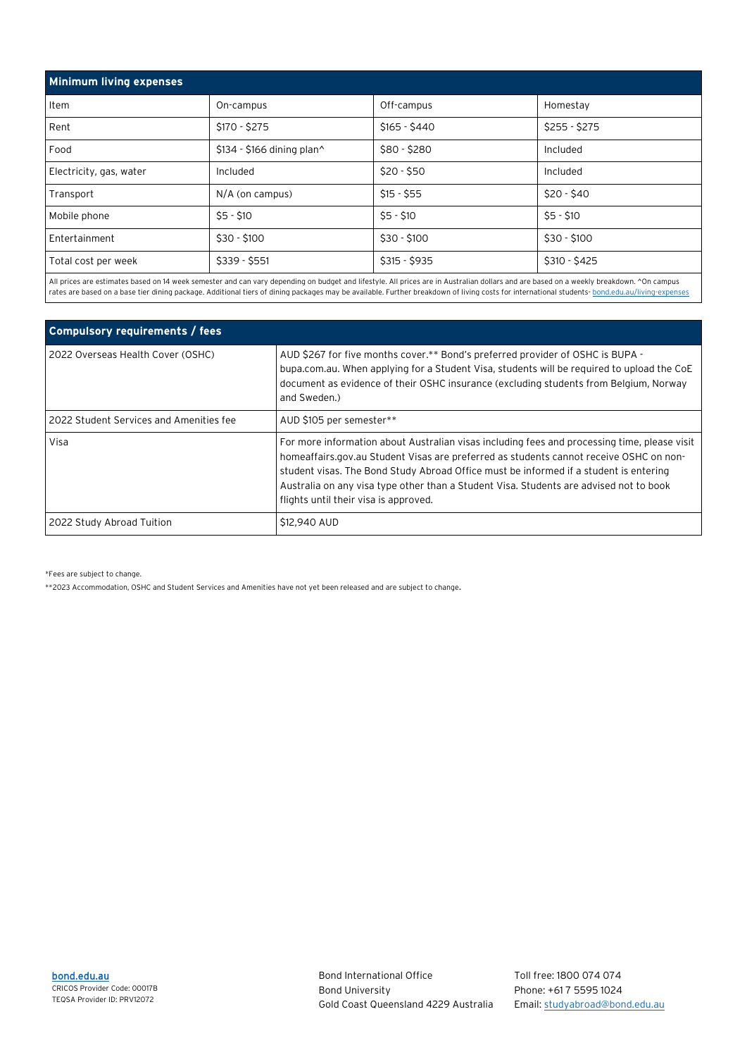| Minimum living expenses | | | |
|---|---|---|---|
| Item | On-campus | Off-campus | Homestay |
| Rent | $170 - $275 | $165 - $440 | $255 - $275 |
| Food | $134 - $166 dining plan^ | $80 - $280 | Included |
| Electricity, gas, water | Included | $20 - $50 | Included |
| Transport | N/A (on campus) | $15 - $55 | $20 - $40 |
| Mobile phone | $5 - $10 | $5 - $10 | $5 - $10 |
| Entertainment | $30 - $100 | $30 - $100 | $30 - $100 |
| Total cost per week | $339 - $551 | $315 - $935 | $310 - $425 |

All prices are estimates based on 14 week semester and can vary depending on budget and lifestyle. All prices are in Australian dollars and are based on a weekly breakdown. ^On campus rates are based on a base tier dining package. Additional tiers of dining packages may be available. Further breakdown of living costs for international students- bond.edu.au/living-expenses

| Compulsory requirements / fees | |
|---|---|
| 2022 Overseas Health Cover (OSHC) | AUD $267 for five months cover.** Bond's preferred provider of OSHC is BUPA - bupa.com.au. When applying for a Student Visa, students will be required to upload the CoE document as evidence of their OSHC insurance (excluding students from Belgium, Norway and Sweden.) |
| 2022 Student Services and Amenities fee | AUD $105 per semester** |
| Visa | For more information about Australian visas including fees and processing time, please visit homeaffairs.gov.au Student Visas are preferred as students cannot receive OSHC on non-student visas. The Bond Study Abroad Office must be informed if a student is entering Australia on any visa type other than a Student Visa. Students are advised not to book flights until their visa is approved. |
| 2022 Study Abroad Tuition | $12,940 AUD |

*Fees are subject to change.

**2023 Accommodation, OSHC and Student Services and Amenities have not yet been released and are subject to change.

bond.edu.au
CRICOS Provider Code: 00017B
TEQSA Provider ID: PRV12072

Bond International Office
Bond University
Gold Coast Queensland 4229 Australia

Toll free: 1800 074 074
Phone: +61 7 5595 1024
Email: studyabroad@bond.edu.au